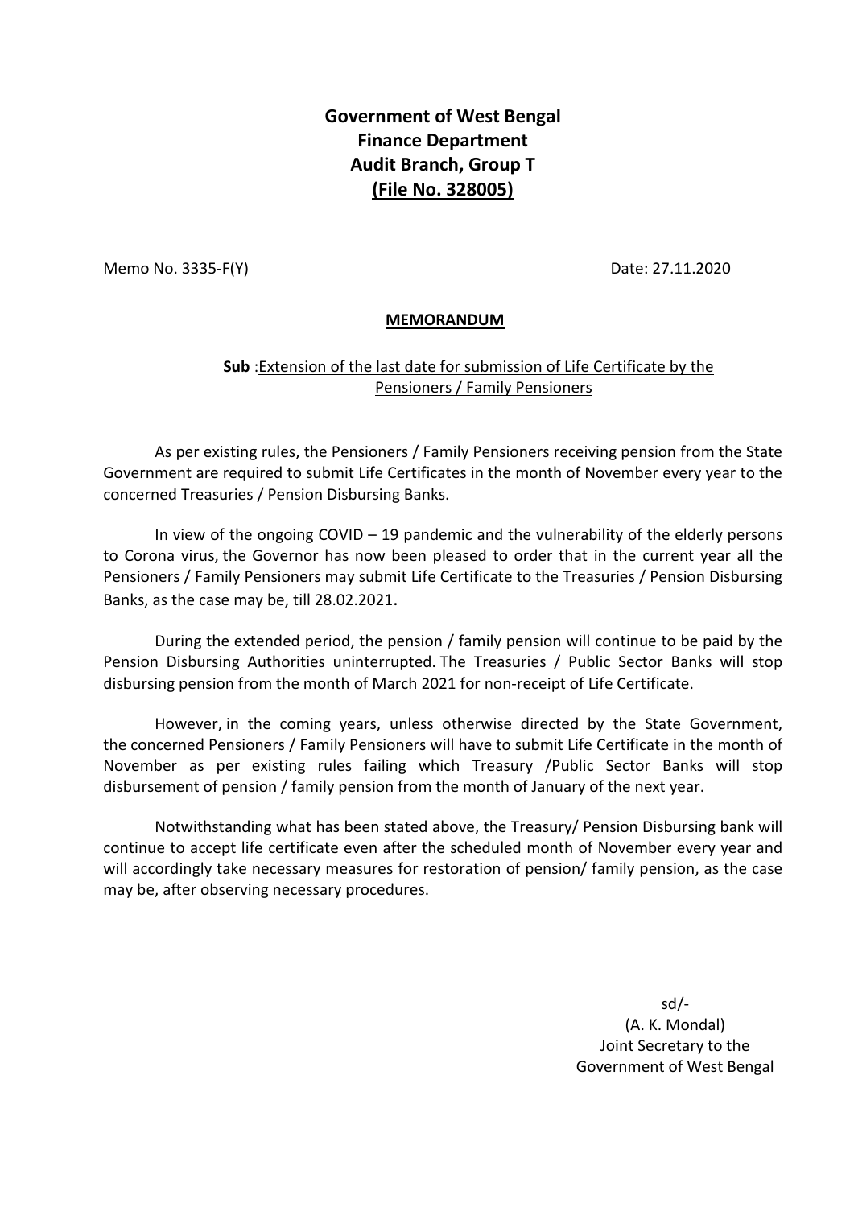**Government of West Bengal**
**Finance Department**
**Audit Branch, Group T**
**(File No. 328005)**

Memo No. 3335-F(Y) Date: 27.11.2020

**MEMORANDUM**

**Sub** :Extension of the last date for submission of Life Certificate by the Pensioners / Family Pensioners

As per existing rules, the Pensioners / Family Pensioners receiving pension from the State Government are required to submit Life Certificates in the month of November every year to the concerned Treasuries / Pension Disbursing Banks.

In view of the ongoing COVID – 19 pandemic and the vulnerability of the elderly persons to Corona virus, the Governor has now been pleased to order that in the current year all the Pensioners / Family Pensioners may submit Life Certificate to the Treasuries / Pension Disbursing Banks, as the case may be, till 28.02.2021.

During the extended period, the pension / family pension will continue to be paid by the Pension Disbursing Authorities uninterrupted. The Treasuries / Public Sector Banks will stop disbursing pension from the month of March 2021 for non-receipt of Life Certificate.

However, in the coming years, unless otherwise directed by the State Government, the concerned Pensioners / Family Pensioners will have to submit Life Certificate in the month of November as per existing rules failing which Treasury /Public Sector Banks will stop disbursement of pension / family pension from the month of January of the next year.

Notwithstanding what has been stated above, the Treasury/ Pension Disbursing bank will continue to accept life certificate even after the scheduled month of November every year and will accordingly take necessary measures for restoration of pension/ family pension, as the case may be, after observing necessary procedures.

sd/-
(A. K. Mondal)
Joint Secretary to the
Government of West Bengal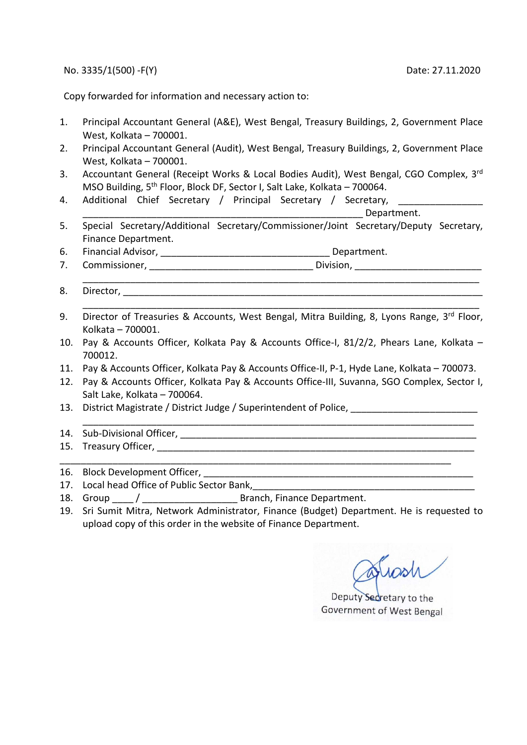No. 3335/1(500) -F(Y)　　　　　　　　　　　　　　　　　　　　　　Date: 27.11.2020

Copy forwarded for information and necessary action to:

1. Principal Accountant General (A&E), West Bengal, Treasury Buildings, 2, Government Place West, Kolkata – 700001.
2. Principal Accountant General (Audit), West Bengal, Treasury Buildings, 2, Government Place West, Kolkata – 700001.
3. Accountant General (Receipt Works & Local Bodies Audit), West Bengal, CGO Complex, 3rd MSO Building, 5th Floor, Block DF, Sector I, Salt Lake, Kolkata – 700064.
4. Additional Chief Secretary / Principal Secretary / Secretary, ________________ ________________________________________________________ Department.
5. Special Secretary/Additional Secretary/Commissioner/Joint Secretary/Deputy Secretary, Finance Department.
6. Financial Advisor, _________________________________ Department.
7. Commissioner, ________________________________ Division, ________________________ ____________________________________________________________________________
8. Director, ____________________________________________________________________ ____________________________________________________________________________
9. Director of Treasuries & Accounts, West Bengal, Mitra Building, 8, Lyons Range, 3rd Floor, Kolkata – 700001.
10. Pay & Accounts Officer, Kolkata Pay & Accounts Office-I, 81/2/2, Phears Lane, Kolkata – 700012.
11. Pay & Accounts Officer, Kolkata Pay & Accounts Office-II, P-1, Hyde Lane, Kolkata – 700073.
12. Pay & Accounts Officer, Kolkata Pay & Accounts Office-III, Suvanna, SGO Complex, Sector I, Salt Lake, Kolkata – 700064.
13. District Magistrate / District Judge / Superintendent of Police, ________________________ ____________________________________________________________________________
14. Sub-Divisional Officer, __________________________________________________________
15. Treasury Officer, ______________________________________________________________ ____________________________________________________________________________
16. Block Development Officer, _____________________________________________________
17. Local head Office of Public Sector Bank,___________________________________________
18. Group ____ / __________________ Branch, Finance Department.
19. Sri Sumit Mitra, Network Administrator, Finance (Budget) Department. He is requested to upload copy of this order in the website of Finance Department.

Deputy Secretary to the
Government of West Bengal